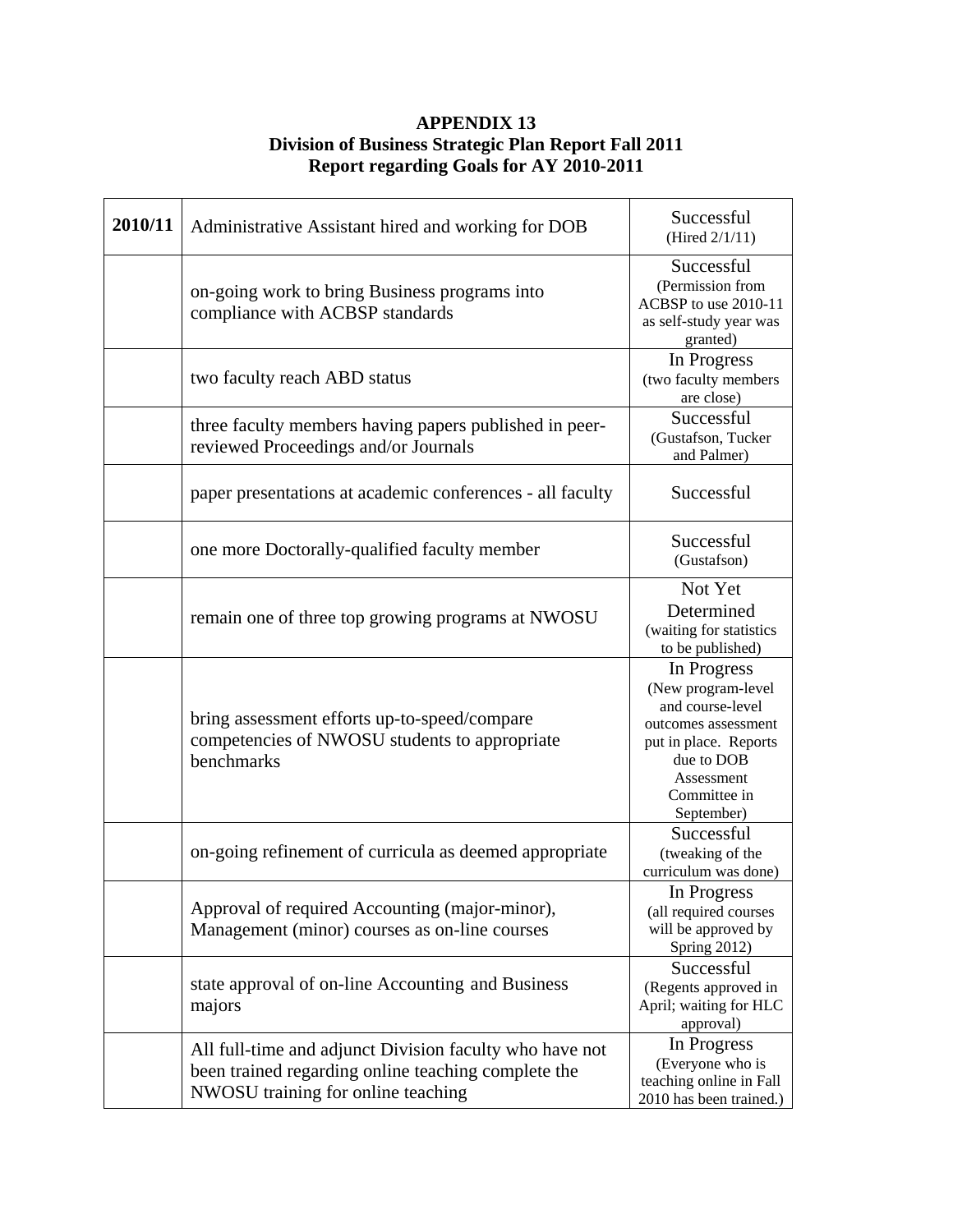**APPENDIX 13**
**Division of Business Strategic Plan Report Fall 2011**
**Report regarding Goals for AY 2010-2011**

| **2010/11** | Administrative Assistant hired and working for DOB | Successful (Hired 2/1/11) |
|---|---|---|
| | on-going work to bring Business programs into compliance with ACBSP standards | Successful (Permission from ACBSP to use 2010-11 as self-study year was granted) |
| | two faculty reach ABD status | In Progress (two faculty members are close) |
| | three faculty members having papers published in peer-reviewed Proceedings and/or Journals | Successful (Gustafson, Tucker and Palmer) |
| | paper presentations at academic conferences - all faculty | Successful |
| | one more Doctorally-qualified faculty member | Successful (Gustafson) |
| | remain one of three top growing programs at NWOSU | Not Yet Determined (waiting for statistics to be published) |
| | bring assessment efforts up-to-speed/compare competencies of NWOSU students to appropriate benchmarks | In Progress (New program-level and course-level outcomes assessment put in place. Reports due to DOB Assessment Committee in September) |
| | on-going refinement of curricula as deemed appropriate | Successful (tweaking of the curriculum was done) |
| | Approval of required Accounting (major-minor), Management (minor) courses as on-line courses | In Progress (all required courses will be approved by Spring 2012) |
| | state approval of on-line Accounting and Business majors | Successful (Regents approved in April; waiting for HLC approval) |
| | All full-time and adjunct Division faculty who have not been trained regarding online teaching complete the NWOSU training for online teaching | In Progress (Everyone who is teaching online in Fall 2010 has been trained.) |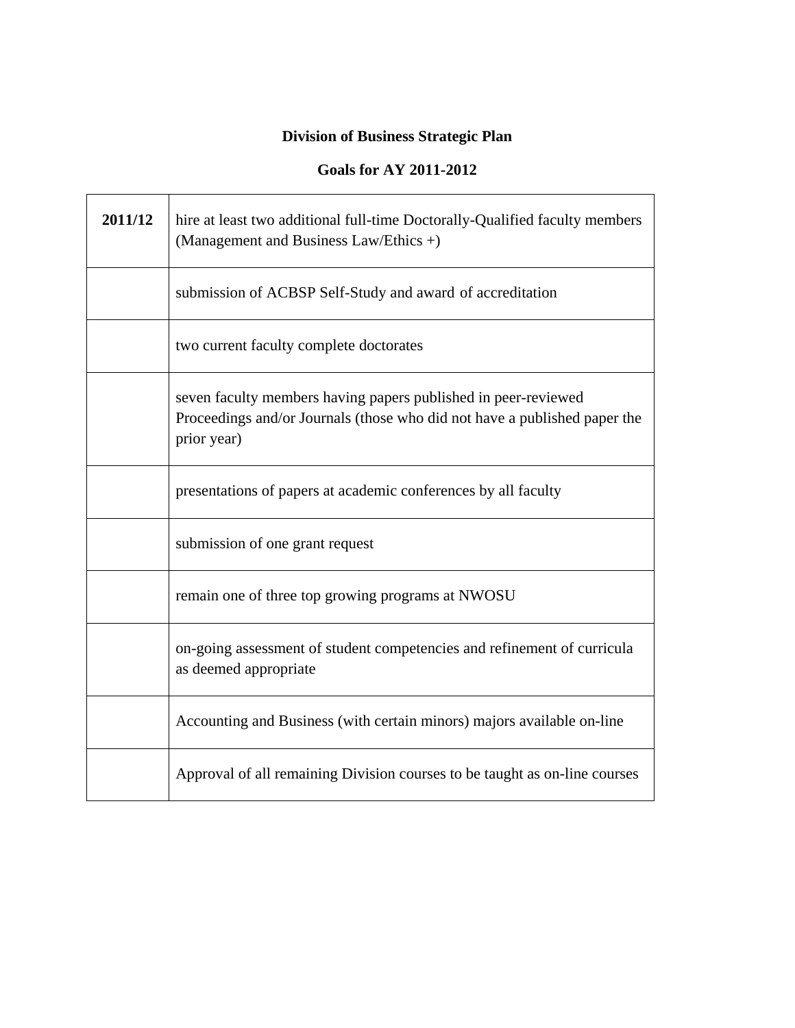**Division of Business Strategic Plan**

**Goals for AY 2011-2012**

| | |
|---|---|
| **2011/12** | hire at least two additional full-time Doctorally-Qualified faculty members (Management and Business Law/Ethics +) |
| | submission of ACBSP Self-Study and award of accreditation |
| | two current faculty complete doctorates |
| | seven faculty members having papers published in peer-reviewed Proceedings and/or Journals (those who did not have a published paper the prior year) |
| | presentations of papers at academic conferences by all faculty |
| | submission of one grant request |
| | remain one of three top growing programs at NWOSU |
| | on-going assessment of student competencies and refinement of curricula as deemed appropriate |
| | Accounting and Business (with certain minors) majors available on-line |
| | Approval of all remaining Division courses to be taught as on-line courses |